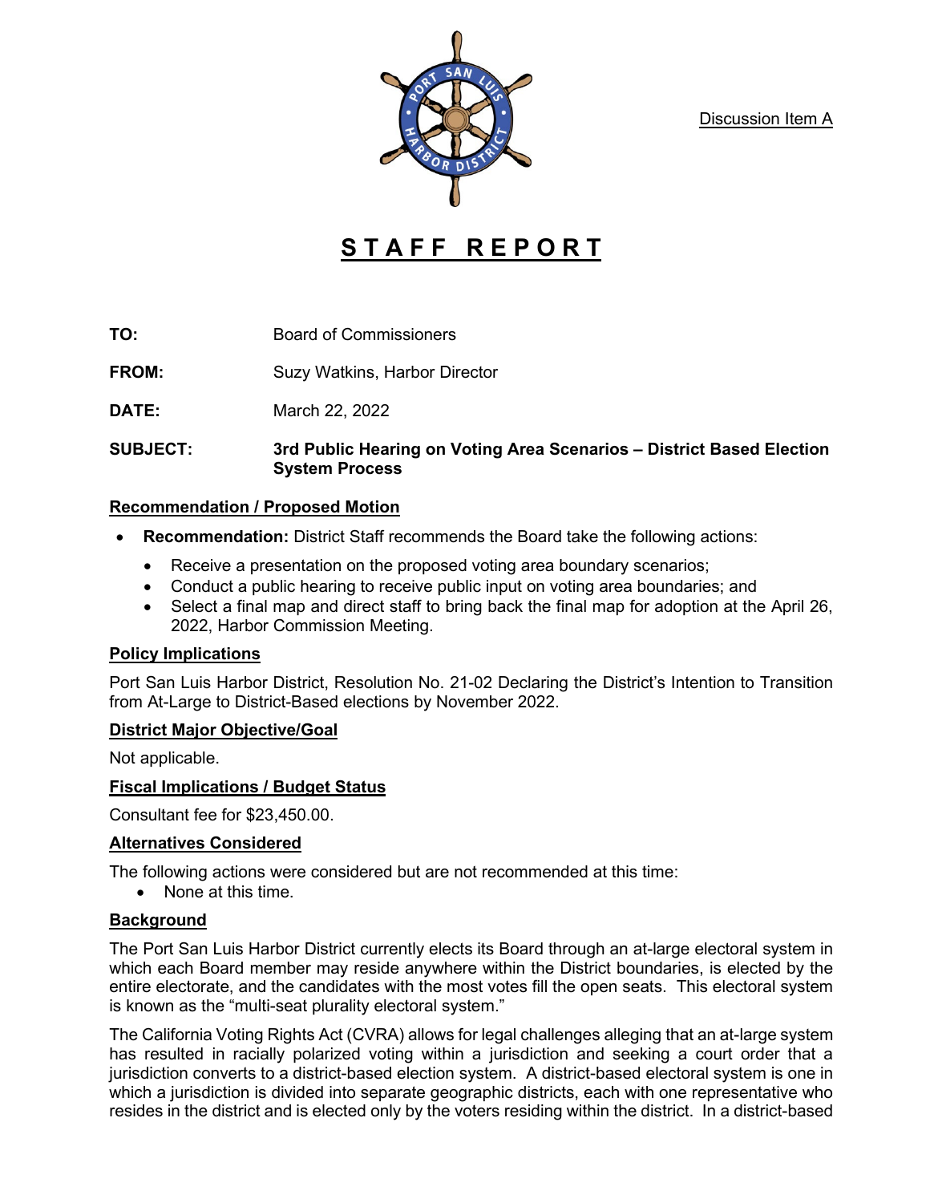Discussion Item A

# STAFF REPORT

**TO:** Board of Commissioners

**FROM:** Suzy Watkins, Harbor Director

**DATE:** March 22, 2022

**SUBJECT:** **3rd Public Hearing on Voting Area Scenarios – District Based Election System Process**

## Recommendation / Proposed Motion

- **Recommendation:** District Staff recommends the Board take the following actions:
  - Receive a presentation on the proposed voting area boundary scenarios;
  - Conduct a public hearing to receive public input on voting area boundaries; and
  - Select a final map and direct staff to bring back the final map for adoption at the April 26, 2022, Harbor Commission Meeting.

## Policy Implications

Port San Luis Harbor District, Resolution No. 21-02 Declaring the District's Intention to Transition from At-Large to District-Based elections by November 2022.

## District Major Objective/Goal

Not applicable.

## Fiscal Implications / Budget Status

Consultant fee for $23,450.00.

## Alternatives Considered

The following actions were considered but are not recommended at this time:

- None at this time.

## Background

The Port San Luis Harbor District currently elects its Board through an at-large electoral system in which each Board member may reside anywhere within the District boundaries, is elected by the entire electorate, and the candidates with the most votes fill the open seats. This electoral system is known as the "multi-seat plurality electoral system."

The California Voting Rights Act (CVRA) allows for legal challenges alleging that an at-large system has resulted in racially polarized voting within a jurisdiction and seeking a court order that a jurisdiction converts to a district-based election system. A district-based electoral system is one in which a jurisdiction is divided into separate geographic districts, each with one representative who resides in the district and is elected only by the voters residing within the district. In a district-based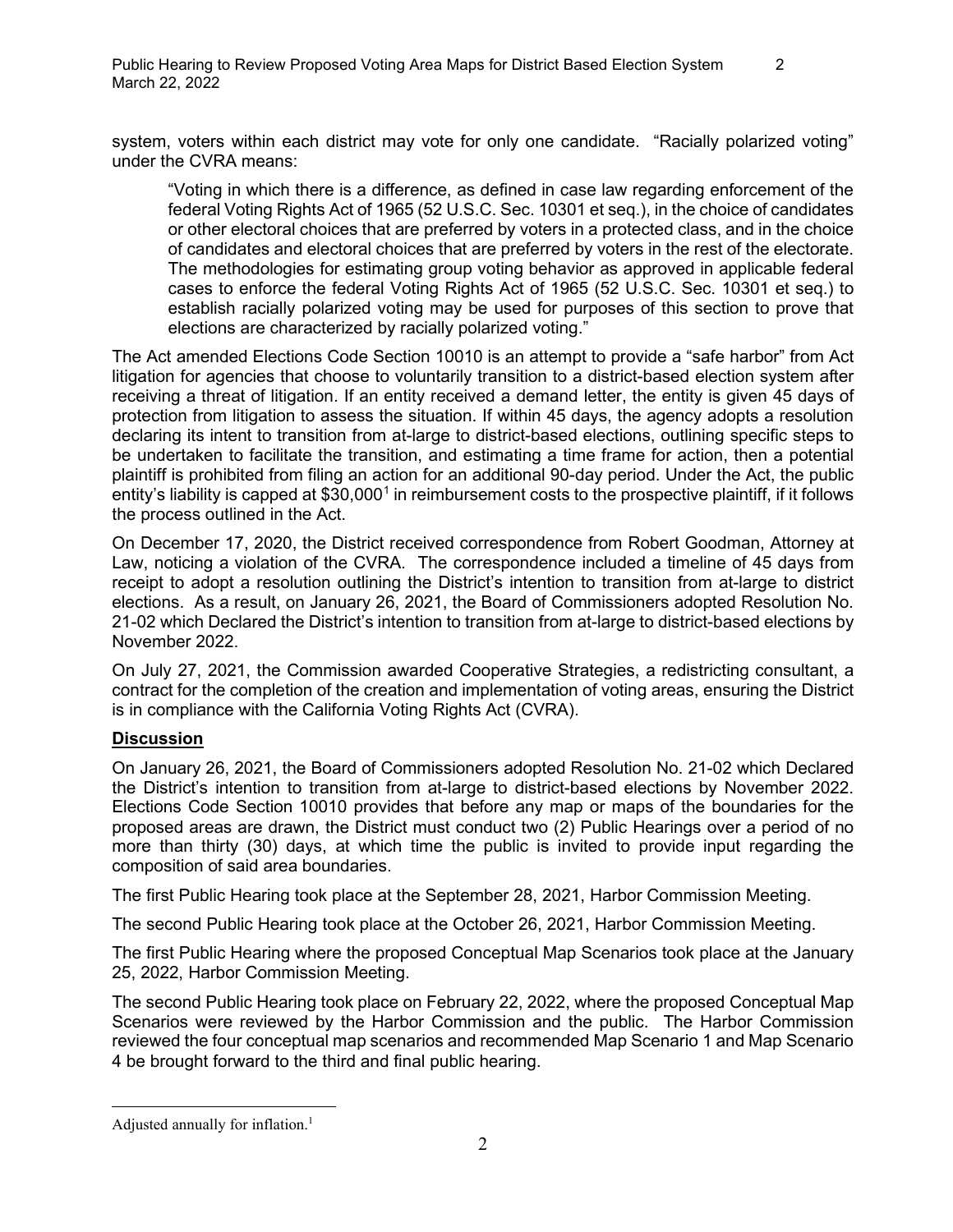system, voters within each district may vote for only one candidate. "Racially polarized voting" under the CVRA means:

> "Voting in which there is a difference, as defined in case law regarding enforcement of the federal Voting Rights Act of 1965 (52 U.S.C. Sec. 10301 et seq.), in the choice of candidates or other electoral choices that are preferred by voters in a protected class, and in the choice of candidates and electoral choices that are preferred by voters in the rest of the electorate. The methodologies for estimating group voting behavior as approved in applicable federal cases to enforce the federal Voting Rights Act of 1965 (52 U.S.C. Sec. 10301 et seq.) to establish racially polarized voting may be used for purposes of this section to prove that elections are characterized by racially polarized voting."

The Act amended Elections Code Section 10010 is an attempt to provide a "safe harbor" from Act litigation for agencies that choose to voluntarily transition to a district-based election system after receiving a threat of litigation. If an entity received a demand letter, the entity is given 45 days of protection from litigation to assess the situation. If within 45 days, the agency adopts a resolution declaring its intent to transition from at-large to district-based elections, outlining specific steps to be undertaken to facilitate the transition, and estimating a time frame for action, then a potential plaintiff is prohibited from filing an action for an additional 90-day period. Under the Act, the public entity's liability is capped at $30,000[1] in reimbursement costs to the prospective plaintiff, if it follows the process outlined in the Act.

On December 17, 2020, the District received correspondence from Robert Goodman, Attorney at Law, noticing a violation of the CVRA. The correspondence included a timeline of 45 days from receipt to adopt a resolution outlining the District's intention to transition from at-large to district elections. As a result, on January 26, 2021, the Board of Commissioners adopted Resolution No. 21-02 which Declared the District's intention to transition from at-large to district-based elections by November 2022.

On July 27, 2021, the Commission awarded Cooperative Strategies, a redistricting consultant, a contract for the completion of the creation and implementation of voting areas, ensuring the District is in compliance with the California Voting Rights Act (CVRA).

## Discussion

On January 26, 2021, the Board of Commissioners adopted Resolution No. 21-02 which Declared the District's intention to transition from at-large to district-based elections by November 2022. Elections Code Section 10010 provides that before any map or maps of the boundaries for the proposed areas are drawn, the District must conduct two (2) Public Hearings over a period of no more than thirty (30) days, at which time the public is invited to provide input regarding the composition of said area boundaries.

The first Public Hearing took place at the September 28, 2021, Harbor Commission Meeting.

The second Public Hearing took place at the October 26, 2021, Harbor Commission Meeting.

The first Public Hearing where the proposed Conceptual Map Scenarios took place at the January 25, 2022, Harbor Commission Meeting.

The second Public Hearing took place on February 22, 2022, where the proposed Conceptual Map Scenarios were reviewed by the Harbor Commission and the public. The Harbor Commission reviewed the four conceptual map scenarios and recommended Map Scenario 1 and Map Scenario 4 be brought forward to the third and final public hearing.

---

Adjusted annually for inflation.[1]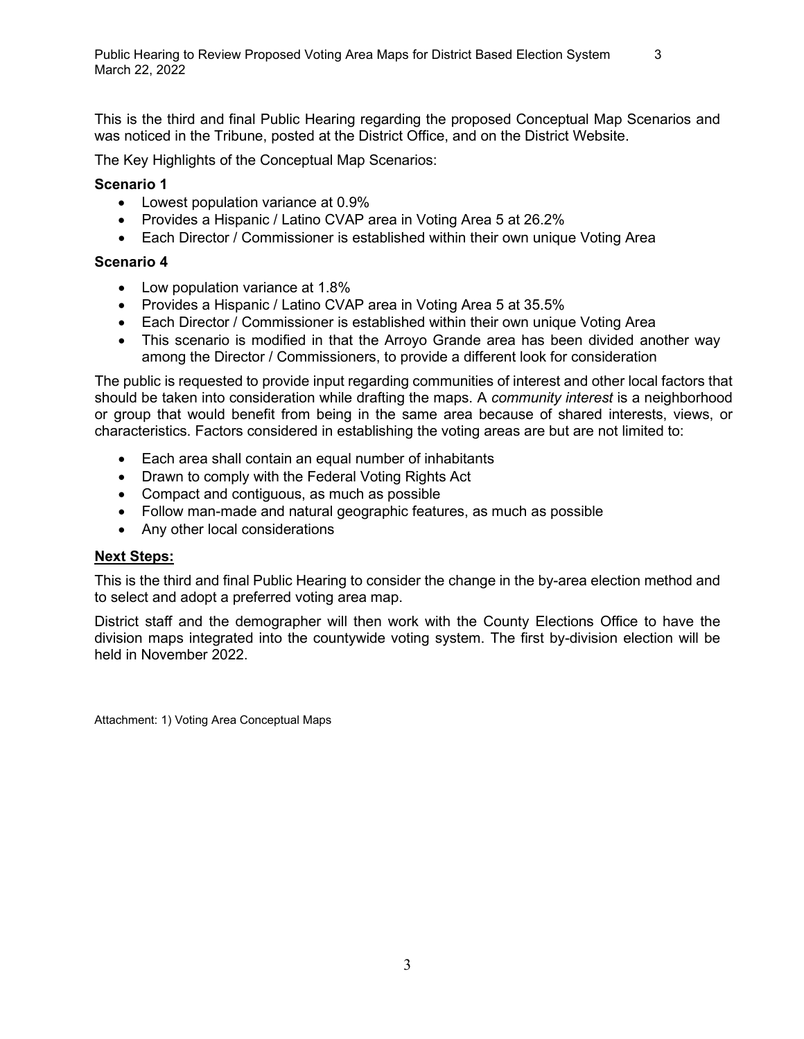This is the third and final Public Hearing regarding the proposed Conceptual Map Scenarios and was noticed in the Tribune, posted at the District Office, and on the District Website.

The Key Highlights of the Conceptual Map Scenarios:

**Scenario 1**

- Lowest population variance at 0.9%
- Provides a Hispanic / Latino CVAP area in Voting Area 5 at 26.2%
- Each Director / Commissioner is established within their own unique Voting Area

**Scenario 4**

- Low population variance at 1.8%
- Provides a Hispanic / Latino CVAP area in Voting Area 5 at 35.5%
- Each Director / Commissioner is established within their own unique Voting Area
- This scenario is modified in that the Arroyo Grande area has been divided another way among the Director / Commissioners, to provide a different look for consideration

The public is requested to provide input regarding communities of interest and other local factors that should be taken into consideration while drafting the maps. A *community interest* is a neighborhood or group that would benefit from being in the same area because of shared interests, views, or characteristics. Factors considered in establishing the voting areas are but are not limited to:

- Each area shall contain an equal number of inhabitants
- Drawn to comply with the Federal Voting Rights Act
- Compact and contiguous, as much as possible
- Follow man-made and natural geographic features, as much as possible
- Any other local considerations

**Next Steps:**

This is the third and final Public Hearing to consider the change in the by-area election method and to select and adopt a preferred voting area map.

District staff and the demographer will then work with the County Elections Office to have the division maps integrated into the countywide voting system. The first by-division election will be held in November 2022.

Attachment: 1) Voting Area Conceptual Maps